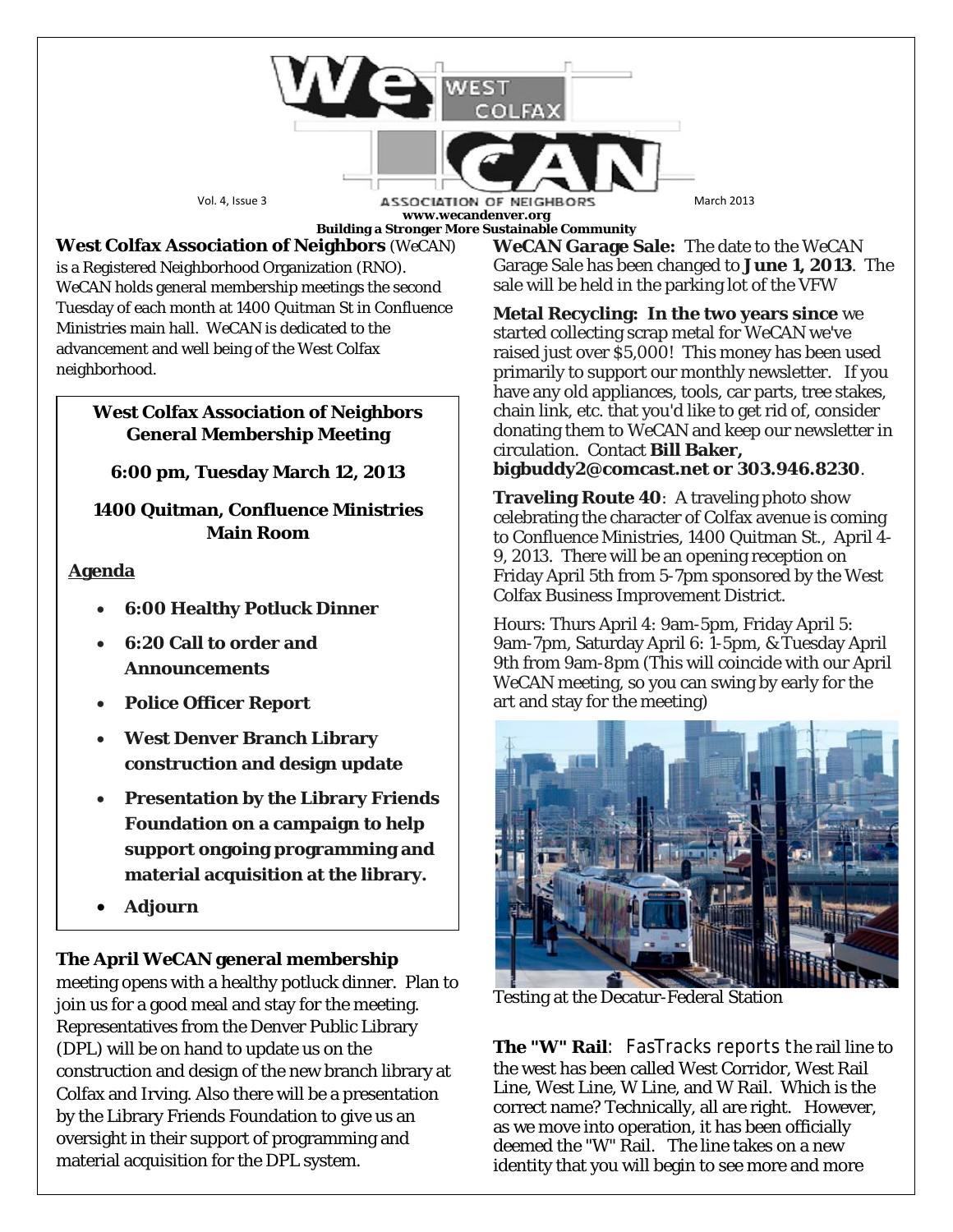# WeCAN West Colfax Association of Neighbors

Vol. 4, Issue 3 — March 2013

**www.wecandenver.org**

**Building a Stronger More Sustainable Community**

**West Colfax Association of Neighbors** (WeCAN) is a Registered Neighborhood Organization (RNO). WeCAN holds general membership meetings the second Tuesday of each month at 1400 Quitman St in Confluence Ministries main hall. WeCAN is dedicated to the advancement and well being of the West Colfax neighborhood.

> **West Colfax Association of Neighbors General Membership Meeting**
>
> **6:00 pm, Tuesday March 12, 2013**
>
> **1400 Quitman, Confluence Ministries Main Room**
>
> **Agenda**
>
> - **6:00 Healthy Potluck Dinner**
> - **6:20 Call to order and Announcements**
> - **Police Officer Report**
> - **West Denver Branch Library construction and design update**
> - **Presentation by the Library Friends Foundation on a campaign to help support ongoing programming and material acquisition at the library.**
> - **Adjourn**

**The April WeCAN general membership** meeting opens with a healthy potluck dinner. Plan to join us for a good meal and stay for the meeting. Representatives from the Denver Public Library (DPL) will be on hand to update us on the construction and design of the new branch library at Colfax and Irving. Also there will be a presentation by the Library Friends Foundation to give us an oversight in their support of programming and material acquisition for the DPL system.

**WeCAN Garage Sale:** The date to the WeCAN Garage Sale has been changed to **June 1, 2013**. The sale will be held in the parking lot of the VFW

**Metal Recycling: In the two years since** we started collecting scrap metal for WeCAN we've raised just over $5,000! This money has been used primarily to support our monthly newsletter. If you have any old appliances, tools, car parts, tree stakes, chain link, etc. that you'd like to get rid of, consider donating them to WeCAN and keep our newsletter in circulation. Contact **Bill Baker, bigbuddy2@comcast.net or 303.946.8230**.

**Traveling Route 40**: A traveling photo show celebrating the character of Colfax avenue is coming to Confluence Ministries, 1400 Quitman St., April 4-9, 2013. There will be an opening reception on Friday April 5th from 5-7pm sponsored by the West Colfax Business Improvement District.

Hours: Thurs April 4: 9am-5pm, Friday April 5: 9am-7pm, Saturday April 6: 1-5pm, & Tuesday April 9th from 9am-8pm (This will coincide with our April WeCAN meeting, so you can swing by early for the art and stay for the meeting)

Testing at the Decatur-Federal Station

**The "W" Rail**: FasTracks reports the rail line to the west has been called West Corridor, West Rail Line, West Line, W Line, and W Rail. Which is the correct name? Technically, all are right. However, as we move into operation, it has been officially deemed the "W" Rail. The line takes on a new identity that you will begin to see more and more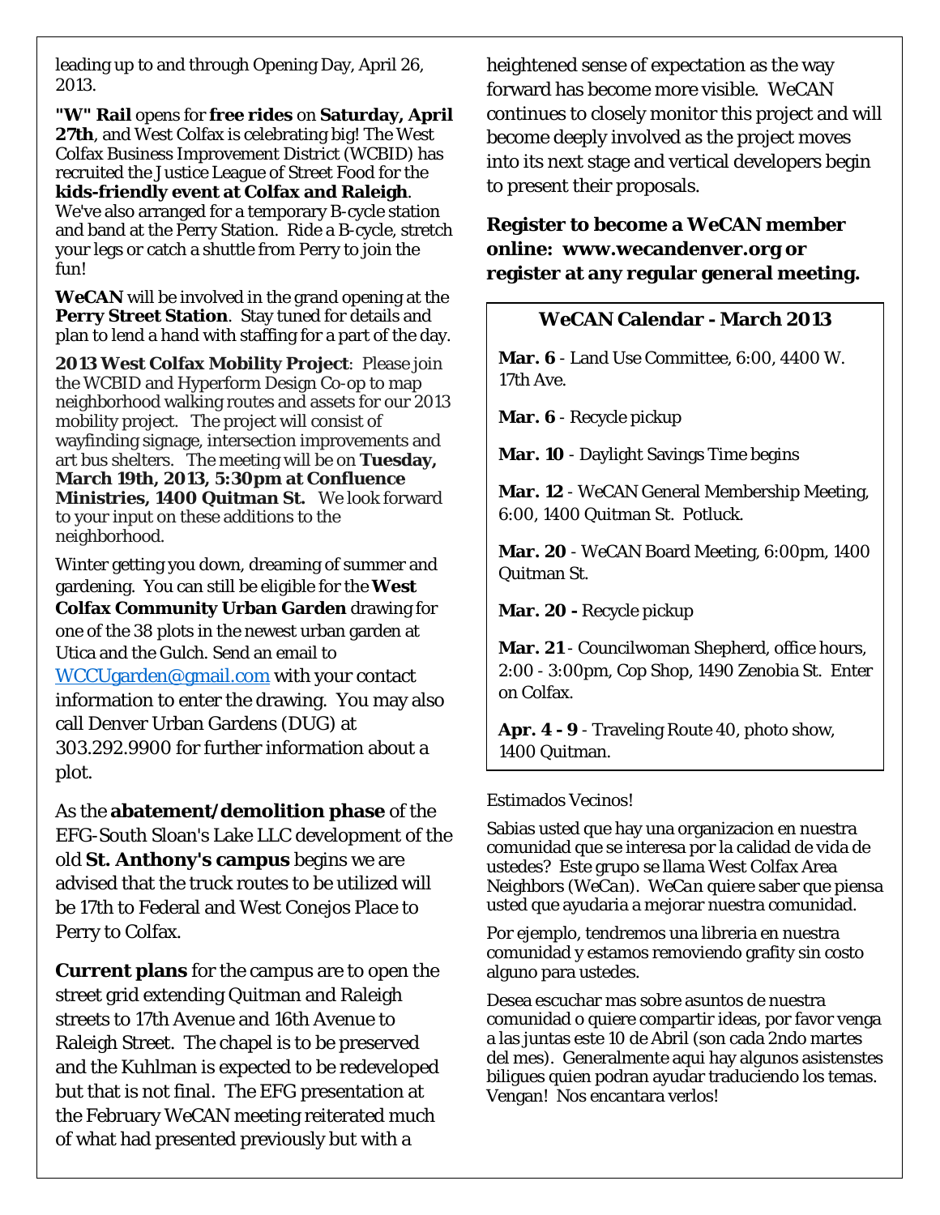leading up to and through Opening Day, April 26, 2013.

**"W" Rail** opens for **free rides** on **Saturday, April 27th**, and West Colfax is celebrating big! The West Colfax Business Improvement District (WCBID) has recruited the Justice League of Street Food for the **kids-friendly event at Colfax and Raleigh**. We've also arranged for a temporary B-cycle station and band at the Perry Station. Ride a B-cycle, stretch your legs or catch a shuttle from Perry to join the fun!

**WeCAN** will be involved in the grand opening at the **Perry Street Station**. Stay tuned for details and plan to lend a hand with staffing for a part of the day.

**2013 West Colfax Mobility Project**: Please join the WCBID and Hyperform Design Co-op to map neighborhood walking routes and assets for our 2013 mobility project. The project will consist of wayfinding signage, intersection improvements and art bus shelters. The meeting will be on **Tuesday, March 19th, 2013, 5:30pm at Confluence Ministries, 1400 Quitman St.** We look forward to your input on these additions to the neighborhood.

Winter getting you down, dreaming of summer and gardening. You can still be eligible for the **West Colfax Community Urban Garden** drawing for one of the 38 plots in the newest urban garden at Utica and the Gulch. Send an email to WCCUgarden@gmail.com with your contact information to enter the drawing. You may also call Denver Urban Gardens (DUG) at 303.292.9900 for further information about a plot.

As the **abatement/demolition phase** of the EFG-South Sloan's Lake LLC development of the old **St. Anthony's campus** begins we are advised that the truck routes to be utilized will be 17th to Federal and West Conejos Place to Perry to Colfax.

**Current plans** for the campus are to open the street grid extending Quitman and Raleigh streets to 17th Avenue and 16th Avenue to Raleigh Street. The chapel is to be preserved and the Kuhlman is expected to be redeveloped but that is not final. The EFG presentation at the February WeCAN meeting reiterated much of what had presented previously but with a heightened sense of expectation as the way forward has become more visible. WeCAN continues to closely monitor this project and will become deeply involved as the project moves into its next stage and vertical developers begin to present their proposals.

**Register to become a WeCAN member online: www.wecandenver.org or register at any regular general meeting.**

### WeCAN Calendar - March 2013

**Mar. 6** - Land Use Committee, 6:00, 4400 W. 17th Ave.

**Mar. 6** - Recycle pickup

**Mar. 10** - Daylight Savings Time begins

**Mar. 12** - WeCAN General Membership Meeting, 6:00, 1400 Quitman St. Potluck.

**Mar. 20** - WeCAN Board Meeting, 6:00pm, 1400 Quitman St.

**Mar. 20 -** Recycle pickup

**Mar. 21** - Councilwoman Shepherd, office hours, 2:00 - 3:00pm, Cop Shop, 1490 Zenobia St. Enter on Colfax.

**Apr. 4 - 9** - Traveling Route 40, photo show, 1400 Quitman.

Estimados Vecinos!

Sabias usted que hay una organizacion en nuestra comunidad que se interesa por la calidad de vida de ustedes? Este grupo se llama West Colfax Area Neighbors (WeCan). WeCan quiere saber que piensa usted que ayudaria a mejorar nuestra comunidad.

Por ejemplo, tendremos una libreria en nuestra comunidad y estamos removiendo grafity sin costo alguno para ustedes.

Desea escuchar mas sobre asuntos de nuestra comunidad o quiere compartir ideas, por favor venga a las juntas este 10 de Abril (son cada 2ndo martes del mes). Generalmente aqui hay algunos asistenstes biligues quien podran ayudar traduciendo los temas. Vengan! Nos encantara verlos!